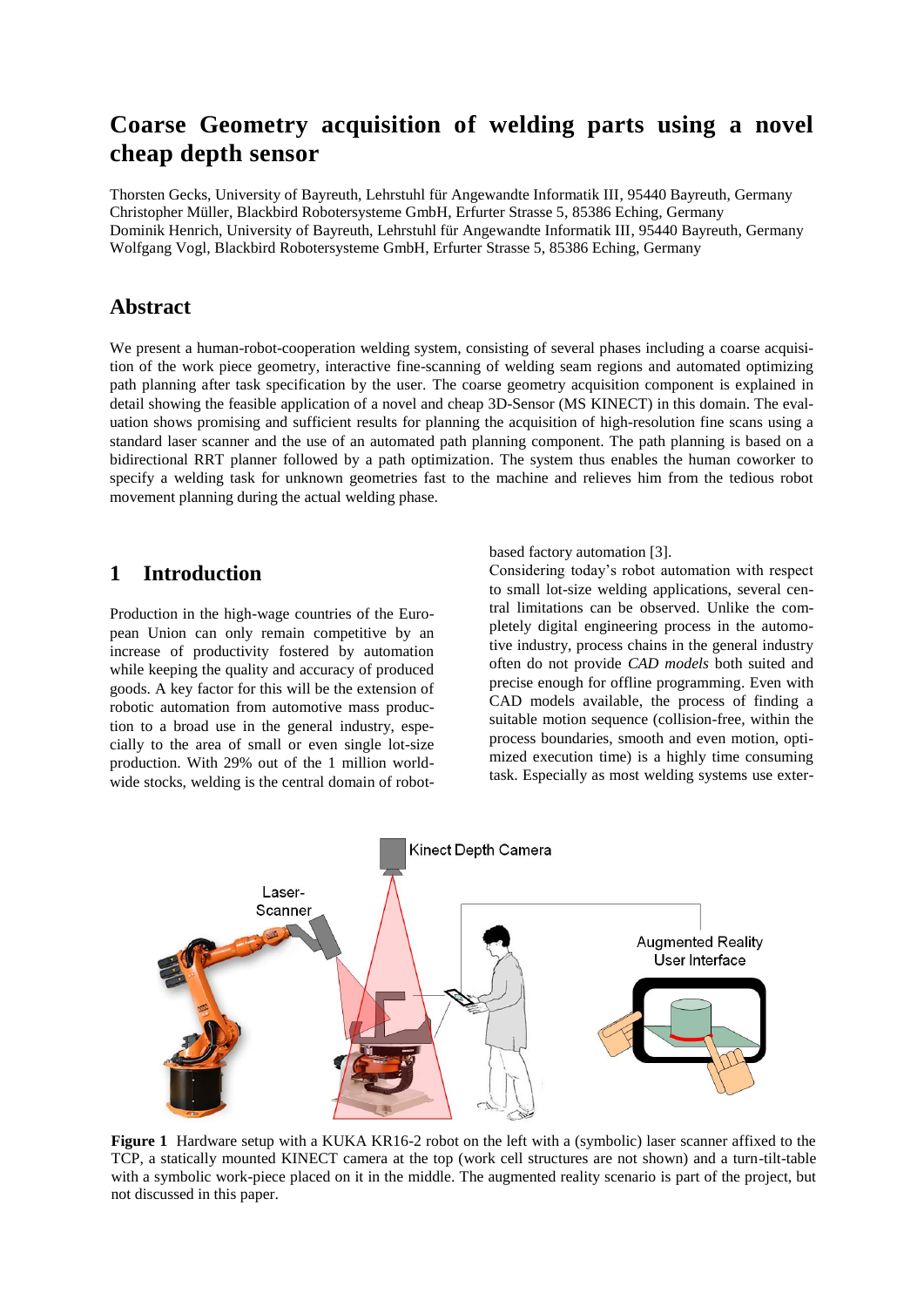# Coarse Geometry acquisition of welding parts using a novel cheap depth sensor

Thorsten Gecks, University of Bayreuth, Lehrstuhl für Angewandte Informatik III, 95440 Bayreuth, Germany
Christopher Müller, Blackbird Robotersysteme GmbH, Erfurter Strasse 5, 85386 Eching, Germany
Dominik Henrich, University of Bayreuth, Lehrstuhl für Angewandte Informatik III, 95440 Bayreuth, Germany
Wolfgang Vogl, Blackbird Robotersysteme GmbH, Erfurter Strasse 5, 85386 Eching, Germany

## Abstract

We present a human-robot-cooperation welding system, consisting of several phases including a coarse acquisition of the work piece geometry, interactive fine-scanning of welding seam regions and automated optimizing path planning after task specification by the user. The coarse geometry acquisition component is explained in detail showing the feasible application of a novel and cheap 3D-Sensor (MS KINECT) in this domain. The evaluation shows promising and sufficient results for planning the acquisition of high-resolution fine scans using a standard laser scanner and the use of an automated path planning component. The path planning is based on a bidirectional RRT planner followed by a path optimization. The system thus enables the human coworker to specify a welding task for unknown geometries fast to the machine and relieves him from the tedious robot movement planning during the actual welding phase.

## 1 Introduction

Production in the high-wage countries of the European Union can only remain competitive by an increase of productivity fostered by automation while keeping the quality and accuracy of produced goods. A key factor for this will be the extension of robotic automation from automotive mass production to a broad use in the general industry, especially to the area of small or even single lot-size production. With 29% out of the 1 million worldwide stocks, welding is the central domain of robot-based factory automation [3].

Considering today's robot automation with respect to small lot-size welding applications, several central limitations can be observed. Unlike the completely digital engineering process in the automotive industry, process chains in the general industry often do not provide *CAD models* both suited and precise enough for offline programming. Even with CAD models available, the process of finding a suitable motion sequence (collision-free, within the process boundaries, smooth and even motion, optimized execution time) is a highly time consuming task. Especially as most welding systems use exter-

**Figure 1** Hardware setup with a KUKA KR16-2 robot on the left with a (symbolic) laser scanner affixed to the TCP, a statically mounted KINECT camera at the top (work cell structures are not shown) and a turn-tilt-table with a symbolic work-piece placed on it in the middle. The augmented reality scenario is part of the project, but not discussed in this paper.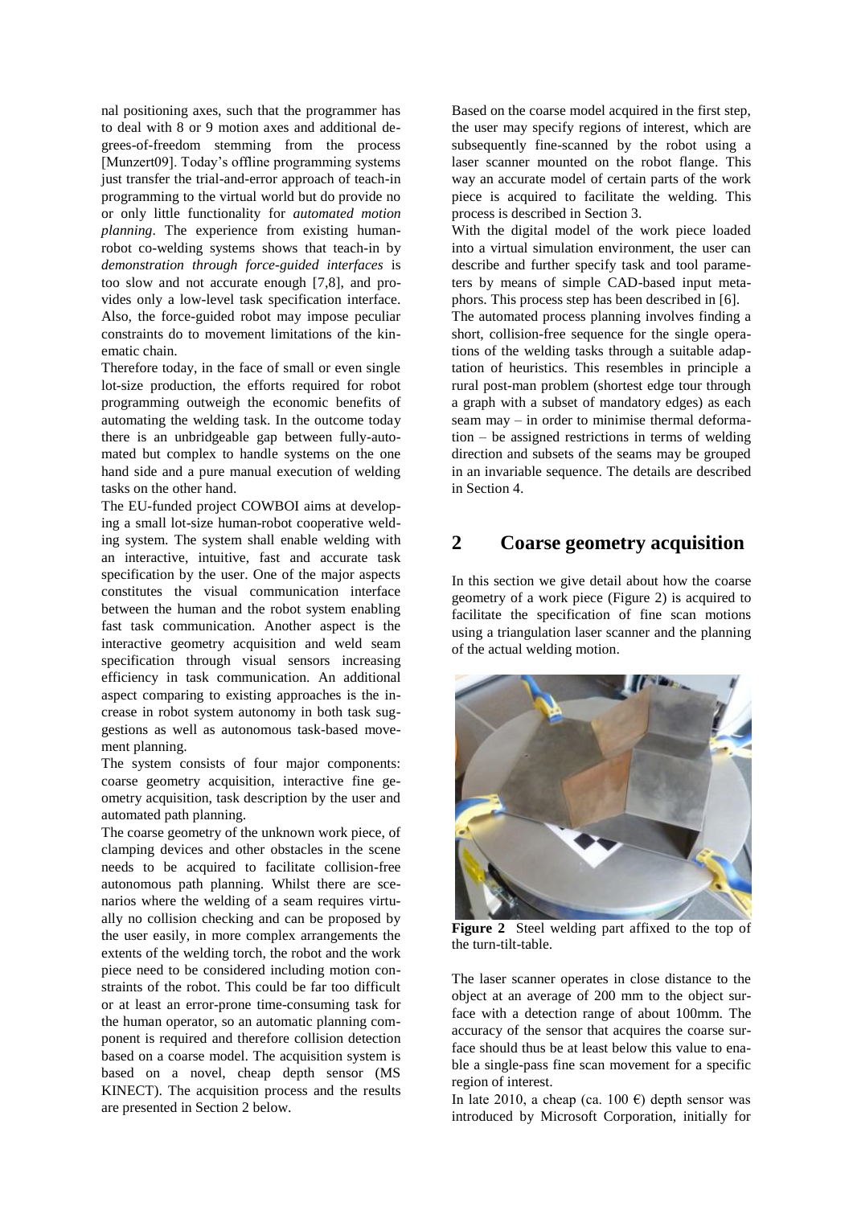nal positioning axes, such that the programmer has to deal with 8 or 9 motion axes and additional degrees-of-freedom stemming from the process [Munzert09]. Today's offline programming systems just transfer the trial-and-error approach of teach-in programming to the virtual world but do provide no or only little functionality for *automated motion planning*. The experience from existing human-robot co-welding systems shows that teach-in by *demonstration through force-guided interfaces* is too slow and not accurate enough [7,8], and provides only a low-level task specification interface. Also, the force-guided robot may impose peculiar constraints do to movement limitations of the kinematic chain.

Therefore today, in the face of small or even single lot-size production, the efforts required for robot programming outweigh the economic benefits of automating the welding task. In the outcome today there is an unbridgeable gap between fully-automated but complex to handle systems on the one hand side and a pure manual execution of welding tasks on the other hand.

The EU-funded project COWBOI aims at developing a small lot-size human-robot cooperative welding system. The system shall enable welding with an interactive, intuitive, fast and accurate task specification by the user. One of the major aspects constitutes the visual communication interface between the human and the robot system enabling fast task communication. Another aspect is the interactive geometry acquisition and weld seam specification through visual sensors increasing efficiency in task communication. An additional aspect comparing to existing approaches is the increase in robot system autonomy in both task suggestions as well as autonomous task-based movement planning.

The system consists of four major components: coarse geometry acquisition, interactive fine geometry acquisition, task description by the user and automated path planning.

The coarse geometry of the unknown work piece, of clamping devices and other obstacles in the scene needs to be acquired to facilitate collision-free autonomous path planning. Whilst there are scenarios where the welding of a seam requires virtually no collision checking and can be proposed by the user easily, in more complex arrangements the extents of the welding torch, the robot and the work piece need to be considered including motion constraints of the robot. This could be far too difficult or at least an error-prone time-consuming task for the human operator, so an automatic planning component is required and therefore collision detection based on a coarse model. The acquisition system is based on a novel, cheap depth sensor (MS KINECT). The acquisition process and the results are presented in Section 2 below.

Based on the coarse model acquired in the first step, the user may specify regions of interest, which are subsequently fine-scanned by the robot using a laser scanner mounted on the robot flange. This way an accurate model of certain parts of the work piece is acquired to facilitate the welding. This process is described in Section 3.

With the digital model of the work piece loaded into a virtual simulation environment, the user can describe and further specify task and tool parameters by means of simple CAD-based input metaphors. This process step has been described in [6].

The automated process planning involves finding a short, collision-free sequence for the single operations of the welding tasks through a suitable adaptation of heuristics. This resembles in principle a rural post-man problem (shortest edge tour through a graph with a subset of mandatory edges) as each seam may – in order to minimise thermal deformation – be assigned restrictions in terms of welding direction and subsets of the seams may be grouped in an invariable sequence. The details are described in Section 4.

## 2 Coarse geometry acquisition

In this section we give detail about how the coarse geometry of a work piece (Figure 2) is acquired to facilitate the specification of fine scan motions using a triangulation laser scanner and the planning of the actual welding motion.

**Figure 2** Steel welding part affixed to the top of the turn-tilt-table.

The laser scanner operates in close distance to the object at an average of 200 mm to the object surface with a detection range of about 100mm. The accuracy of the sensor that acquires the coarse surface should thus be at least below this value to enable a single-pass fine scan movement for a specific region of interest.

In late 2010, a cheap (ca. 100 €) depth sensor was introduced by Microsoft Corporation, initially for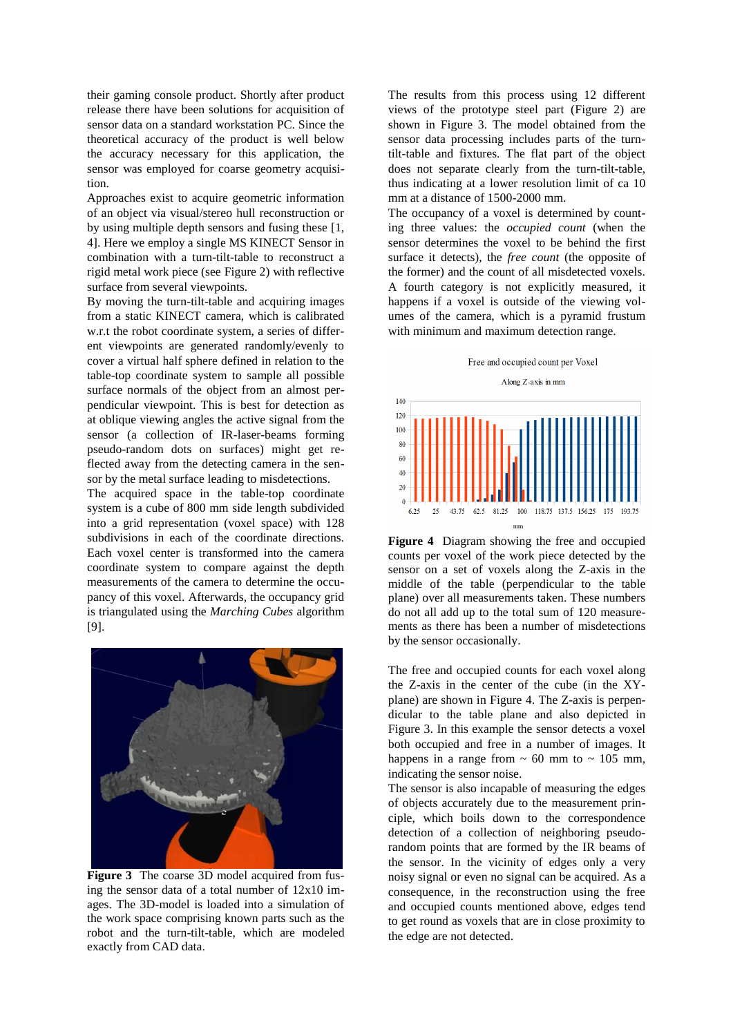their gaming console product. Shortly after product release there have been solutions for acquisition of sensor data on a standard workstation PC. Since the theoretical accuracy of the product is well below the accuracy necessary for this application, the sensor was employed for coarse geometry acquisition.

Approaches exist to acquire geometric information of an object via visual/stereo hull reconstruction or by using multiple depth sensors and fusing these [1, 4]. Here we employ a single MS KINECT Sensor in combination with a turn-tilt-table to reconstruct a rigid metal work piece (see Figure 2) with reflective surface from several viewpoints.

By moving the turn-tilt-table and acquiring images from a static KINECT camera, which is calibrated w.r.t the robot coordinate system, a series of different viewpoints are generated randomly/evenly to cover a virtual half sphere defined in relation to the table-top coordinate system to sample all possible surface normals of the object from an almost perpendicular viewpoint. This is best for detection as at oblique viewing angles the active signal from the sensor (a collection of IR-laser-beams forming pseudo-random dots on surfaces) might get reflected away from the detecting camera in the sensor by the metal surface leading to misdetections.

The acquired space in the table-top coordinate system is a cube of 800 mm side length subdivided into a grid representation (voxel space) with 128 subdivisions in each of the coordinate directions. Each voxel center is transformed into the camera coordinate system to compare against the depth measurements of the camera to determine the occupancy of this voxel. Afterwards, the occupancy grid is triangulated using the *Marching Cubes* algorithm [9].

**Figure 3** The coarse 3D model acquired from fusing the sensor data of a total number of 12x10 images. The 3D-model is loaded into a simulation of the work space comprising known parts such as the robot and the turn-tilt-table, which are modeled exactly from CAD data.

The results from this process using 12 different views of the prototype steel part (Figure 2) are shown in Figure 3. The model obtained from the sensor data processing includes parts of the turn-tilt-table and fixtures. The flat part of the object does not separate clearly from the turn-tilt-table, thus indicating at a lower resolution limit of ca 10 mm at a distance of 1500-2000 mm.

The occupancy of a voxel is determined by counting three values: the *occupied count* (when the sensor determines the voxel to be behind the first surface it detects), the *free count* (the opposite of the former) and the count of all misdetected voxels. A fourth category is not explicitly measured, it happens if a voxel is outside of the viewing volumes of the camera, which is a pyramid frustum with minimum and maximum detection range.

**Figure 4** Diagram showing the free and occupied counts per voxel of the work piece detected by the sensor on a set of voxels along the Z-axis in the middle of the table (perpendicular to the table plane) over all measurements taken. These numbers do not all add up to the total sum of 120 measurements as there has been a number of misdetections by the sensor occasionally.

The free and occupied counts for each voxel along the Z-axis in the center of the cube (in the XY-plane) are shown in Figure 4. The Z-axis is perpendicular to the table plane and also depicted in Figure 3. In this example the sensor detects a voxel both occupied and free in a number of images. It happens in a range from ~ 60 mm to ~ 105 mm, indicating the sensor noise.

The sensor is also incapable of measuring the edges of objects accurately due to the measurement principle, which boils down to the correspondence detection of a collection of neighboring pseudo-random points that are formed by the IR beams of the sensor. In the vicinity of edges only a very noisy signal or even no signal can be acquired. As a consequence, in the reconstruction using the free and occupied counts mentioned above, edges tend to get round as voxels that are in close proximity to the edge are not detected.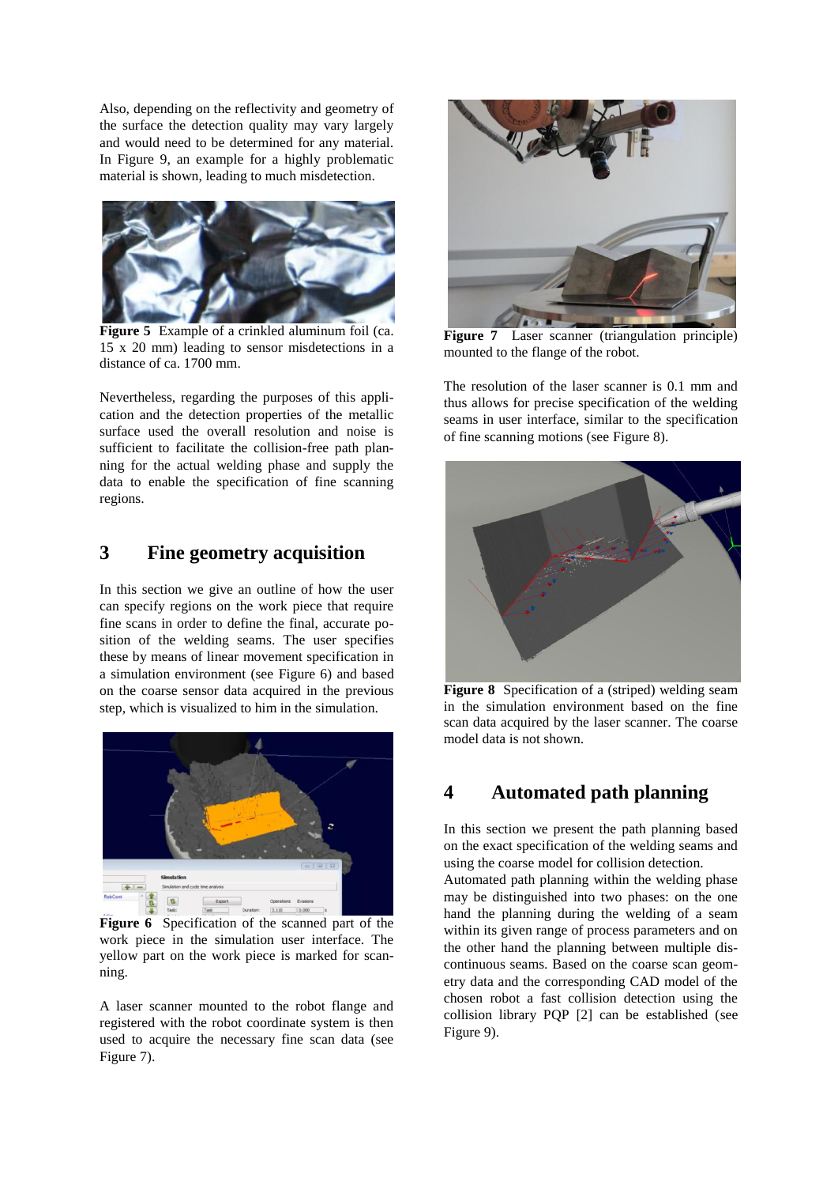Also, depending on the reflectivity and geometry of the surface the detection quality may vary largely and would need to be determined for any material. In Figure 9, an example for a highly problematic material is shown, leading to much misdetection.

**Figure 5** Example of a crinkled aluminum foil (ca. 15 x 20 mm) leading to sensor misdetections in a distance of ca. 1700 mm.

Nevertheless, regarding the purposes of this application and the detection properties of the metallic surface used the overall resolution and noise is sufficient to facilitate the collision-free path planning for the actual welding phase and supply the data to enable the specification of fine scanning regions.

## 3 Fine geometry acquisition

In this section we give an outline of how the user can specify regions on the work piece that require fine scans in order to define the final, accurate position of the welding seams. The user specifies these by means of linear movement specification in a simulation environment (see Figure 6) and based on the coarse sensor data acquired in the previous step, which is visualized to him in the simulation.

**Figure 6** Specification of the scanned part of the work piece in the simulation user interface. The yellow part on the work piece is marked for scanning.

A laser scanner mounted to the robot flange and registered with the robot coordinate system is then used to acquire the necessary fine scan data (see Figure 7).

**Figure 7** Laser scanner (triangulation principle) mounted to the flange of the robot.

The resolution of the laser scanner is 0.1 mm and thus allows for precise specification of the welding seams in user interface, similar to the specification of fine scanning motions (see Figure 8).

**Figure 8** Specification of a (striped) welding seam in the simulation environment based on the fine scan data acquired by the laser scanner. The coarse model data is not shown.

## 4 Automated path planning

In this section we present the path planning based on the exact specification of the welding seams and using the coarse model for collision detection.

Automated path planning within the welding phase may be distinguished into two phases: on the one hand the planning during the welding of a seam within its given range of process parameters and on the other hand the planning between multiple discontinuous seams. Based on the coarse scan geometry data and the corresponding CAD model of the chosen robot a fast collision detection using the collision library PQP [2] can be established (see Figure 9).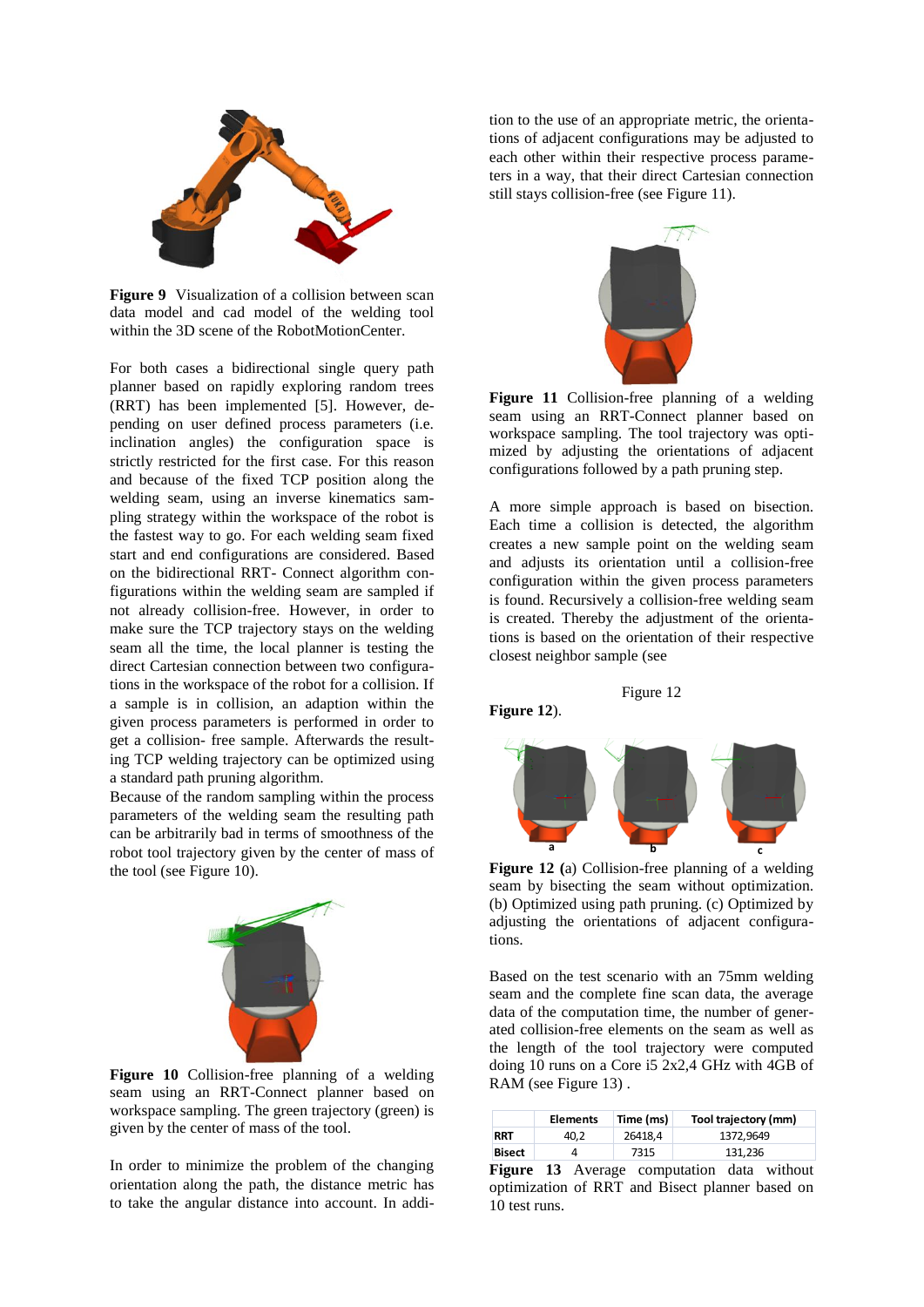**Figure 9** Visualization of a collision between scan data model and cad model of the welding tool within the 3D scene of the RobotMotionCenter.

For both cases a bidirectional single query path planner based on rapidly exploring random trees (RRT) has been implemented [5]. However, depending on user defined process parameters (i.e. inclination angles) the configuration space is strictly restricted for the first case. For this reason and because of the fixed TCP position along the welding seam, using an inverse kinematics sampling strategy within the workspace of the robot is the fastest way to go. For each welding seam fixed start and end configurations are considered. Based on the bidirectional RRT- Connect algorithm configurations within the welding seam are sampled if not already collision-free. However, in order to make sure the TCP trajectory stays on the welding seam all the time, the local planner is testing the direct Cartesian connection between two configurations in the workspace of the robot for a collision. If a sample is in collision, an adaption within the given process parameters is performed in order to get a collision- free sample. Afterwards the resulting TCP welding trajectory can be optimized using a standard path pruning algorithm.

Because of the random sampling within the process parameters of the welding seam the resulting path can be arbitrarily bad in terms of smoothness of the robot tool trajectory given by the center of mass of the tool (see Figure 10).

**Figure 10** Collision-free planning of a welding seam using an RRT-Connect planner based on workspace sampling. The green trajectory (green) is given by the center of mass of the tool.

In order to minimize the problem of the changing orientation along the path, the distance metric has to take the angular distance into account. In addition to the use of an appropriate metric, the orientations of adjacent configurations may be adjusted to each other within their respective process parameters in a way, that their direct Cartesian connection still stays collision-free (see Figure 11).

**Figure 11** Collision-free planning of a welding seam using an RRT-Connect planner based on workspace sampling. The tool trajectory was optimized by adjusting the orientations of adjacent configurations followed by a path pruning step.

A more simple approach is based on bisection. Each time a collision is detected, the algorithm creates a new sample point on the welding seam and adjusts its orientation until a collision-free configuration within the given process parameters is found. Recursively a collision-free welding seam is created. Thereby the adjustment of the orientations is based on the orientation of their respective closest neighbor sample (see

Figure 12

**Figure 12**).

**Figure 12** (a) Collision-free planning of a welding seam by bisecting the seam without optimization. (b) Optimized using path pruning. (c) Optimized by adjusting the orientations of adjacent configurations.

Based on the test scenario with an 75mm welding seam and the complete fine scan data, the average data of the computation time, the number of generated collision-free elements on the seam as well as the length of the tool trajectory were computed doing 10 runs on a Core i5 2x2,4 GHz with 4GB of RAM (see Figure 13) .

| | Elements | Time (ms) | Tool trajectory (mm) |
|---|---|---|---|
| **RRT** | 40,2 | 26418,4 | 1372,9649 |
| **Bisect** | 4 | 7315 | 131,236 |

**Figure 13** Average computation data without optimization of RRT and Bisect planner based on 10 test runs.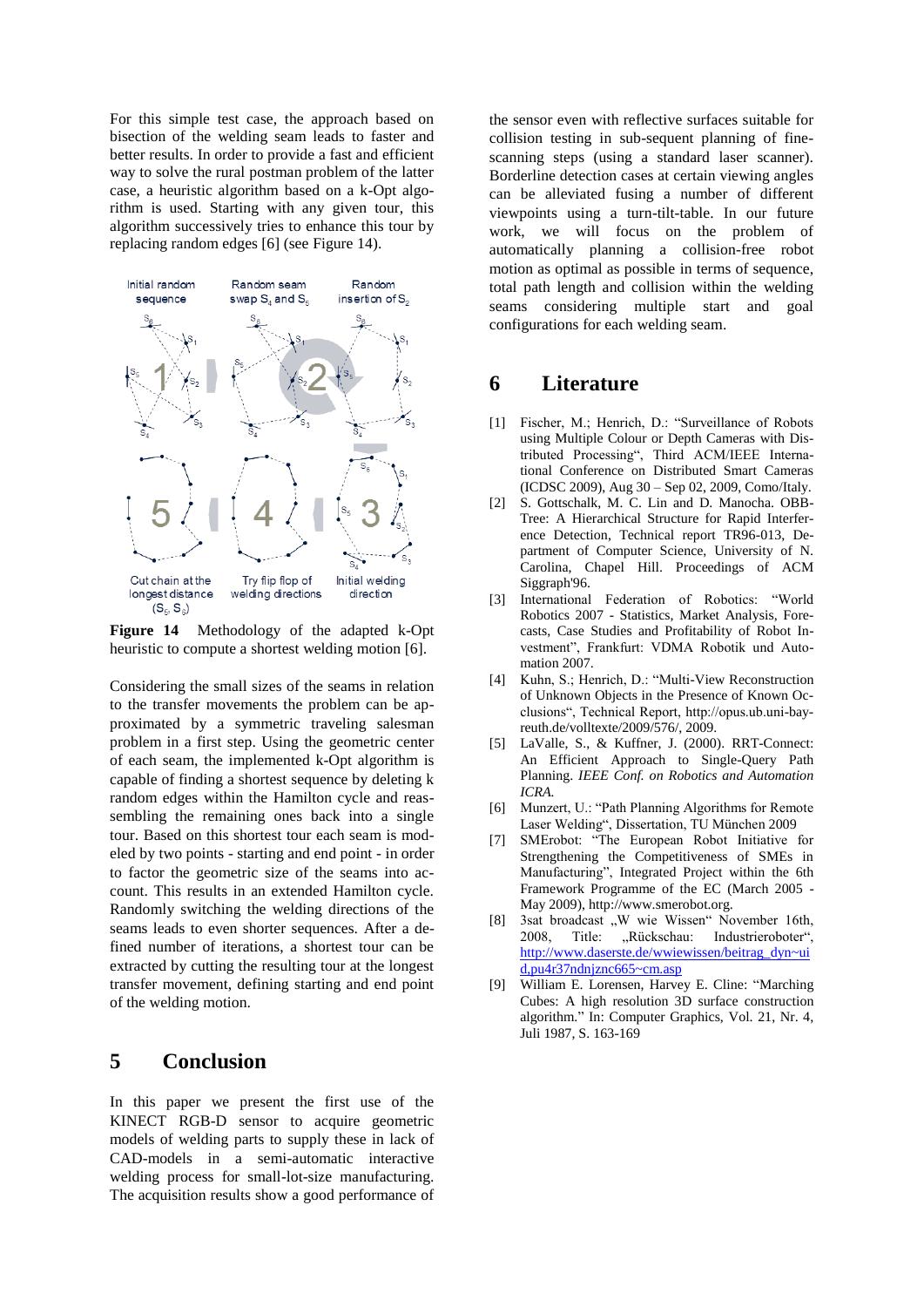For this simple test case, the approach based on bisection of the welding seam leads to faster and better results. In order to provide a fast and efficient way to solve the rural postman problem of the latter case, a heuristic algorithm based on a k-Opt algorithm is used. Starting with any given tour, this algorithm successively tries to enhance this tour by replacing random edges [6] (see Figure 14).

Initial random sequence

Random seam swap $S_4$ and $S_5$

Random insertion of $S_2$

Cut chain at the longest distance ($S_5$, $S_6$)

Try flip flop of welding directions

Initial welding direction

**Figure 14** Methodology of the adapted k-Opt heuristic to compute a shortest welding motion [6].

Considering the small sizes of the seams in relation to the transfer movements the problem can be approximated by a symmetric traveling salesman problem in a first step. Using the geometric center of each seam, the implemented k-Opt algorithm is capable of finding a shortest sequence by deleting k random edges within the Hamilton cycle and reassembling the remaining ones back into a single tour. Based on this shortest tour each seam is modeled by two points - starting and end point - in order to factor the geometric size of the seams into account. This results in an extended Hamilton cycle. Randomly switching the welding directions of the seams leads to even shorter sequences. After a defined number of iterations, a shortest tour can be extracted by cutting the resulting tour at the longest transfer movement, defining starting and end point of the welding motion.

## 5 Conclusion

In this paper we present the first use of the KINECT RGB-D sensor to acquire geometric models of welding parts to supply these in lack of CAD-models in a semi-automatic interactive welding process for small-lot-size manufacturing. The acquisition results show a good performance of the sensor even with reflective surfaces suitable for collision testing in sub-sequent planning of fine-scanning steps (using a standard laser scanner). Borderline detection cases at certain viewing angles can be alleviated fusing a number of different viewpoints using a turn-tilt-table. In our future work, we will focus on the problem of automatically planning a collision-free robot motion as optimal as possible in terms of sequence, total path length and collision within the welding seams considering multiple start and goal configurations for each welding seam.

## 6 Literature

[1] Fischer, M.; Henrich, D.: "Surveillance of Robots using Multiple Colour or Depth Cameras with Distributed Processing", Third ACM/IEEE International Conference on Distributed Smart Cameras (ICDSC 2009), Aug 30 – Sep 02, 2009, Como/Italy.

[2] S. Gottschalk, M. C. Lin and D. Manocha. OBB-Tree: A Hierarchical Structure for Rapid Interference Detection, Technical report TR96-013, Department of Computer Science, University of N. Carolina, Chapel Hill. Proceedings of ACM Siggraph'96.

[3] International Federation of Robotics: "World Robotics 2007 - Statistics, Market Analysis, Forecasts, Case Studies and Profitability of Robot Investment", Frankfurt: VDMA Robotik und Automation 2007.

[4] Kuhn, S.; Henrich, D.: "Multi-View Reconstruction of Unknown Objects in the Presence of Known Occlusions", Technical Report, http://opus.ub.uni-bayreuth.de/volltexte/2009/576/, 2009.

[5] LaValle, S., & Kuffner, J. (2000). RRT-Connect: An Efficient Approach to Single-Query Path Planning. *IEEE Conf. on Robotics and Automation ICRA.*

[6] Munzert, U.: "Path Planning Algorithms for Remote Laser Welding", Dissertation, TU München 2009

[7] SMErobot: "The European Robot Initiative for Strengthening the Competitiveness of SMEs in Manufacturing", Integrated Project within the 6th Framework Programme of the EC (March 2005 - May 2009), http://www.smerobot.org.

[8] 3sat broadcast „W wie Wissen" November 16th, 2008, Title: „Rückschau: Industrieroboter", http://www.daserste.de/wwiewissen/beitrag_dyn~uid,pu4r37ndnjznc665~cm.asp

[9] William E. Lorensen, Harvey E. Cline: "Marching Cubes: A high resolution 3D surface construction algorithm." In: Computer Graphics, Vol. 21, Nr. 4, Juli 1987, S. 163-169